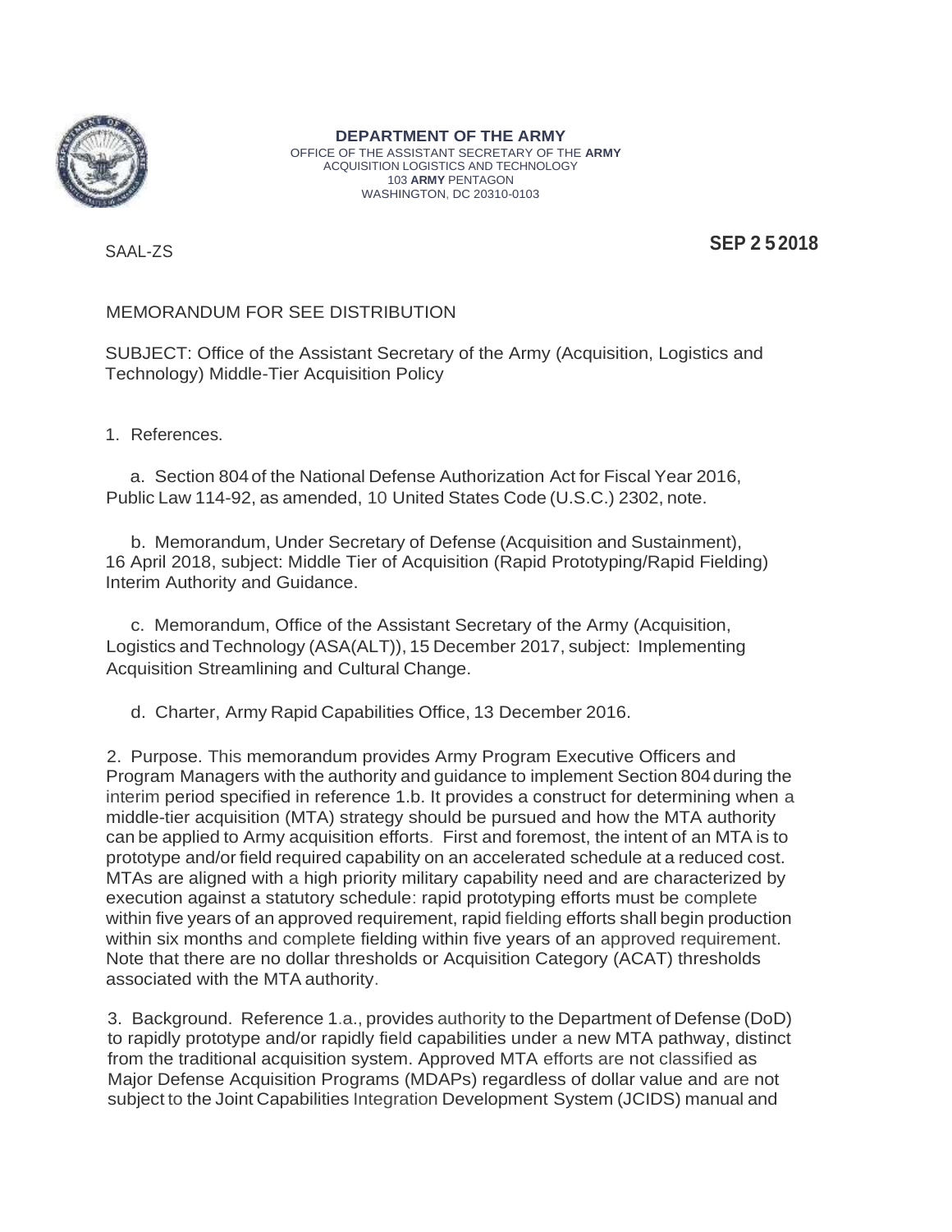**DEPARTMENT OF THE ARMY**
OFFICE OF THE ASSISTANT SECRETARY OF THE ARMY
ACQUISITION LOGISTICS AND TECHNOLOGY
103 ARMY PENTAGON
WASHINGTON, DC 20310-0103

SAAL-ZS

**SEP 2 5 2018**

MEMORANDUM FOR SEE DISTRIBUTION

SUBJECT: Office of the Assistant Secretary of the Army (Acquisition, Logistics and Technology) Middle-Tier Acquisition Policy

1. References.

   a. Section 804 of the National Defense Authorization Act for Fiscal Year 2016, Public Law 114-92, as amended, 10 United States Code (U.S.C.) 2302, note.

   b. Memorandum, Under Secretary of Defense (Acquisition and Sustainment), 16 April 2018, subject: Middle Tier of Acquisition (Rapid Prototyping/Rapid Fielding) Interim Authority and Guidance.

   c. Memorandum, Office of the Assistant Secretary of the Army (Acquisition, Logistics and Technology (ASA(ALT)), 15 December 2017, subject: Implementing Acquisition Streamlining and Cultural Change.

   d. Charter, Army Rapid Capabilities Office, 13 December 2016.

2. Purpose. This memorandum provides Army Program Executive Officers and Program Managers with the authority and guidance to implement Section 804 during the interim period specified in reference 1.b. It provides a construct for determining when a middle-tier acquisition (MTA) strategy should be pursued and how the MTA authority can be applied to Army acquisition efforts. First and foremost, the intent of an MTA is to prototype and/or field required capability on an accelerated schedule at a reduced cost. MTAs are aligned with a high priority military capability need and are characterized by execution against a statutory schedule: rapid prototyping efforts must be complete within five years of an approved requirement, rapid fielding efforts shall begin production within six months and complete fielding within five years of an approved requirement. Note that there are no dollar thresholds or Acquisition Category (ACAT) thresholds associated with the MTA authority.

3. Background. Reference 1.a., provides authority to the Department of Defense (DoD) to rapidly prototype and/or rapidly field capabilities under a new MTA pathway, distinct from the traditional acquisition system. Approved MTA efforts are not classified as Major Defense Acquisition Programs (MDAPs) regardless of dollar value and are not subject to the Joint Capabilities Integration Development System (JCIDS) manual and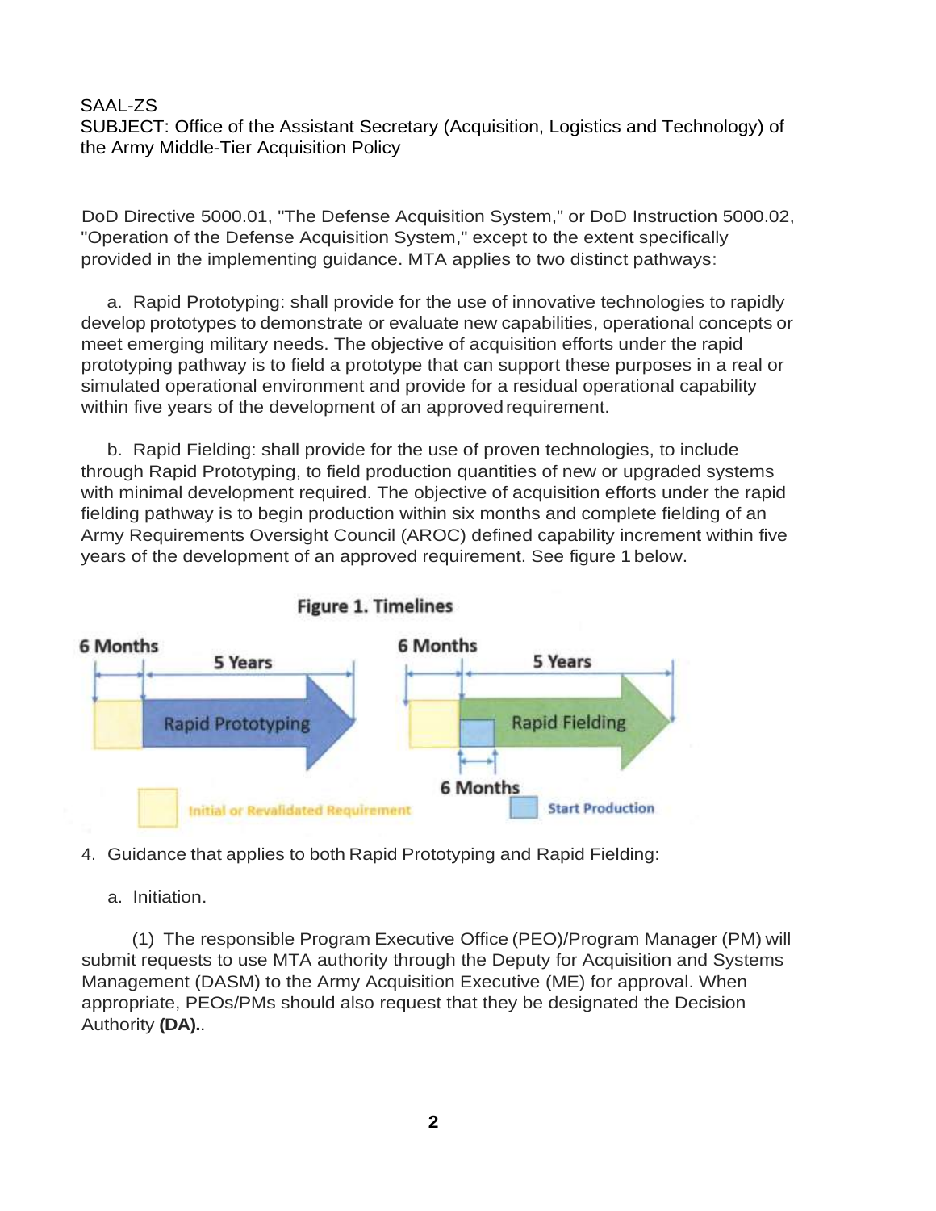SAAL-ZS
SUBJECT: Office of the Assistant Secretary (Acquisition, Logistics and Technology) of the Army Middle-Tier Acquisition Policy

DoD Directive 5000.01, "The Defense Acquisition System," or DoD Instruction 5000.02, "Operation of the Defense Acquisition System," except to the extent specifically provided in the implementing guidance. MTA applies to two distinct pathways:

a. Rapid Prototyping: shall provide for the use of innovative technologies to rapidly develop prototypes to demonstrate or evaluate new capabilities, operational concepts or meet emerging military needs. The objective of acquisition efforts under the rapid prototyping pathway is to field a prototype that can support these purposes in a real or simulated operational environment and provide for a residual operational capability within five years of the development of an approved requirement.

b. Rapid Fielding: shall provide for the use of proven technologies, to include through Rapid Prototyping, to field production quantities of new or upgraded systems with minimal development required. The objective of acquisition efforts under the rapid fielding pathway is to begin production within six months and complete fielding of an Army Requirements Oversight Council (AROC) defined capability increment within five years of the development of an approved requirement. See figure 1 below.

**Figure 1. Timelines**

6 Months | 5 Years | Rapid Prototyping

6 Months | 5 Years | Rapid Fielding | 6 Months

Initial or Revalidated Requirement | Start Production

4. Guidance that applies to both Rapid Prototyping and Rapid Fielding:

a. Initiation.

(1) The responsible Program Executive Office (PEO)/Program Manager (PM) will submit requests to use MTA authority through the Deputy for Acquisition and Systems Management (DASM) to the Army Acquisition Executive (ME) for approval. When appropriate, PEOs/PMs should also request that they be designated the Decision Authority **(DA).**.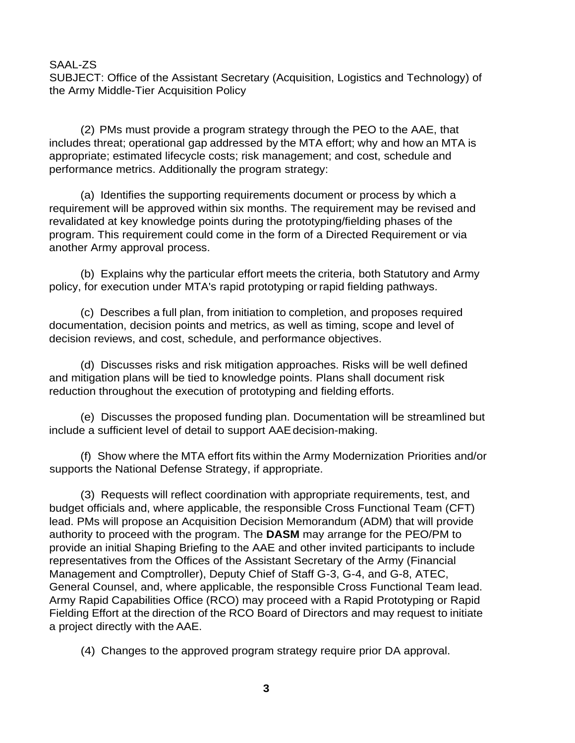SAAL-ZS
SUBJECT: Office of the Assistant Secretary (Acquisition, Logistics and Technology) of the Army Middle-Tier Acquisition Policy

(2) PMs must provide a program strategy through the PEO to the AAE, that includes threat; operational gap addressed by the MTA effort; why and how an MTA is appropriate; estimated lifecycle costs; risk management; and cost, schedule and performance metrics. Additionally the program strategy:

(a) Identifies the supporting requirements document or process by which a requirement will be approved within six months. The requirement may be revised and revalidated at key knowledge points during the prototyping/fielding phases of the program. This requirement could come in the form of a Directed Requirement or via another Army approval process.

(b) Explains why the particular effort meets the criteria, both Statutory and Army policy, for execution under MTA's rapid prototyping or rapid fielding pathways.

(c) Describes a full plan, from initiation to completion, and proposes required documentation, decision points and metrics, as well as timing, scope and level of decision reviews, and cost, schedule, and performance objectives.

(d) Discusses risks and risk mitigation approaches. Risks will be well defined and mitigation plans will be tied to knowledge points. Plans shall document risk reduction throughout the execution of prototyping and fielding efforts.

(e) Discusses the proposed funding plan. Documentation will be streamlined but include a sufficient level of detail to support AAE decision-making.

(f) Show where the MTA effort fits within the Army Modernization Priorities and/or supports the National Defense Strategy, if appropriate.

(3) Requests will reflect coordination with appropriate requirements, test, and budget officials and, where applicable, the responsible Cross Functional Team (CFT) lead. PMs will propose an Acquisition Decision Memorandum (ADM) that will provide authority to proceed with the program. The **DASM** may arrange for the PEO/PM to provide an initial Shaping Briefing to the AAE and other invited participants to include representatives from the Offices of the Assistant Secretary of the Army (Financial Management and Comptroller), Deputy Chief of Staff G-3, G-4, and G-8, ATEC, General Counsel, and, where applicable, the responsible Cross Functional Team lead. Army Rapid Capabilities Office (RCO) may proceed with a Rapid Prototyping or Rapid Fielding Effort at the direction of the RCO Board of Directors and may request to initiate a project directly with the AAE.

(4) Changes to the approved program strategy require prior DA approval.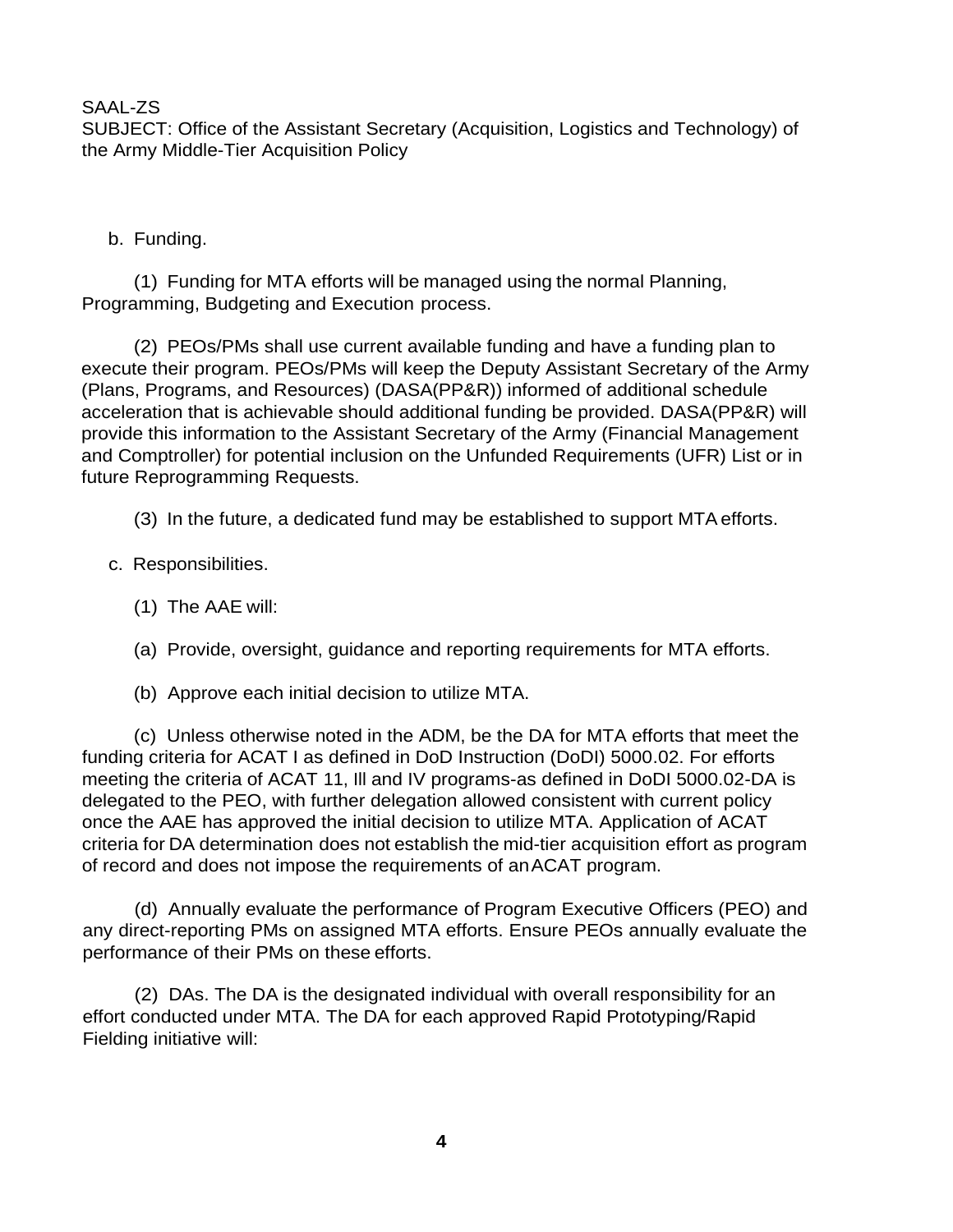SAAL-ZS
SUBJECT: Office of the Assistant Secretary (Acquisition, Logistics and Technology) of the Army Middle-Tier Acquisition Policy

b. Funding.

(1) Funding for MTA efforts will be managed using the normal Planning, Programming, Budgeting and Execution process.

(2) PEOs/PMs shall use current available funding and have a funding plan to execute their program. PEOs/PMs will keep the Deputy Assistant Secretary of the Army (Plans, Programs, and Resources) (DASA(PP&R)) informed of additional schedule acceleration that is achievable should additional funding be provided. DASA(PP&R) will provide this information to the Assistant Secretary of the Army (Financial Management and Comptroller) for potential inclusion on the Unfunded Requirements (UFR) List or in future Reprogramming Requests.

(3) In the future, a dedicated fund may be established to support MTA efforts.

c. Responsibilities.

(1) The AAE will:

(a) Provide, oversight, guidance and reporting requirements for MTA efforts.

(b) Approve each initial decision to utilize MTA.

(c) Unless otherwise noted in the ADM, be the DA for MTA efforts that meet the funding criteria for ACAT I as defined in DoD Instruction (DoDI) 5000.02. For efforts meeting the criteria of ACAT 11, Ill and IV programs-as defined in DoDI 5000.02-DA is delegated to the PEO, with further delegation allowed consistent with current policy once the AAE has approved the initial decision to utilize MTA. Application of ACAT criteria for DA determination does not establish the mid-tier acquisition effort as program of record and does not impose the requirements of an ACAT program.

(d) Annually evaluate the performance of Program Executive Officers (PEO) and any direct-reporting PMs on assigned MTA efforts. Ensure PEOs annually evaluate the performance of their PMs on these efforts.

(2) DAs. The DA is the designated individual with overall responsibility for an effort conducted under MTA. The DA for each approved Rapid Prototyping/Rapid Fielding initiative will: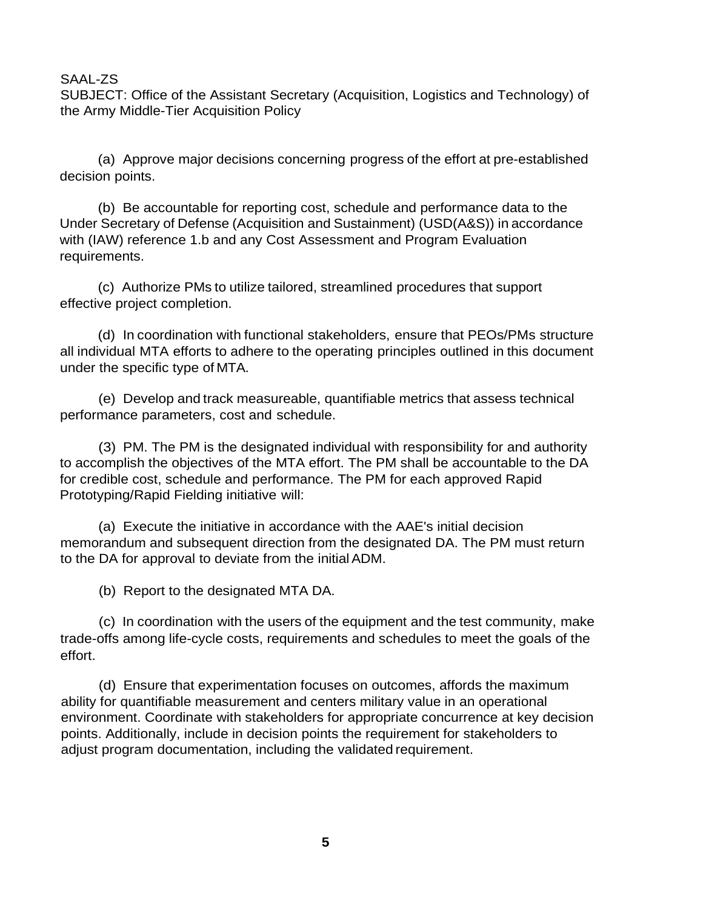(a) Approve major decisions concerning progress of the effort at pre-established decision points.

(b) Be accountable for reporting cost, schedule and performance data to the Under Secretary of Defense (Acquisition and Sustainment) (USD(A&S)) in accordance with (IAW) reference 1.b and any Cost Assessment and Program Evaluation requirements.

(c) Authorize PMs to utilize tailored, streamlined procedures that support effective project completion.

(d) In coordination with functional stakeholders, ensure that PEOs/PMs structure all individual MTA efforts to adhere to the operating principles outlined in this document under the specific type of MTA.

(e) Develop and track measureable, quantifiable metrics that assess technical performance parameters, cost and schedule.

(3) PM. The PM is the designated individual with responsibility for and authority to accomplish the objectives of the MTA effort. The PM shall be accountable to the DA for credible cost, schedule and performance. The PM for each approved Rapid Prototyping/Rapid Fielding initiative will:

(a) Execute the initiative in accordance with the AAE's initial decision memorandum and subsequent direction from the designated DA. The PM must return to the DA for approval to deviate from the initial ADM.

(b) Report to the designated MTA DA.

(c) In coordination with the users of the equipment and the test community, make trade-offs among life-cycle costs, requirements and schedules to meet the goals of the effort.

(d) Ensure that experimentation focuses on outcomes, affords the maximum ability for quantifiable measurement and centers military value in an operational environment. Coordinate with stakeholders for appropriate concurrence at key decision points. Additionally, include in decision points the requirement for stakeholders to adjust program documentation, including the validated requirement.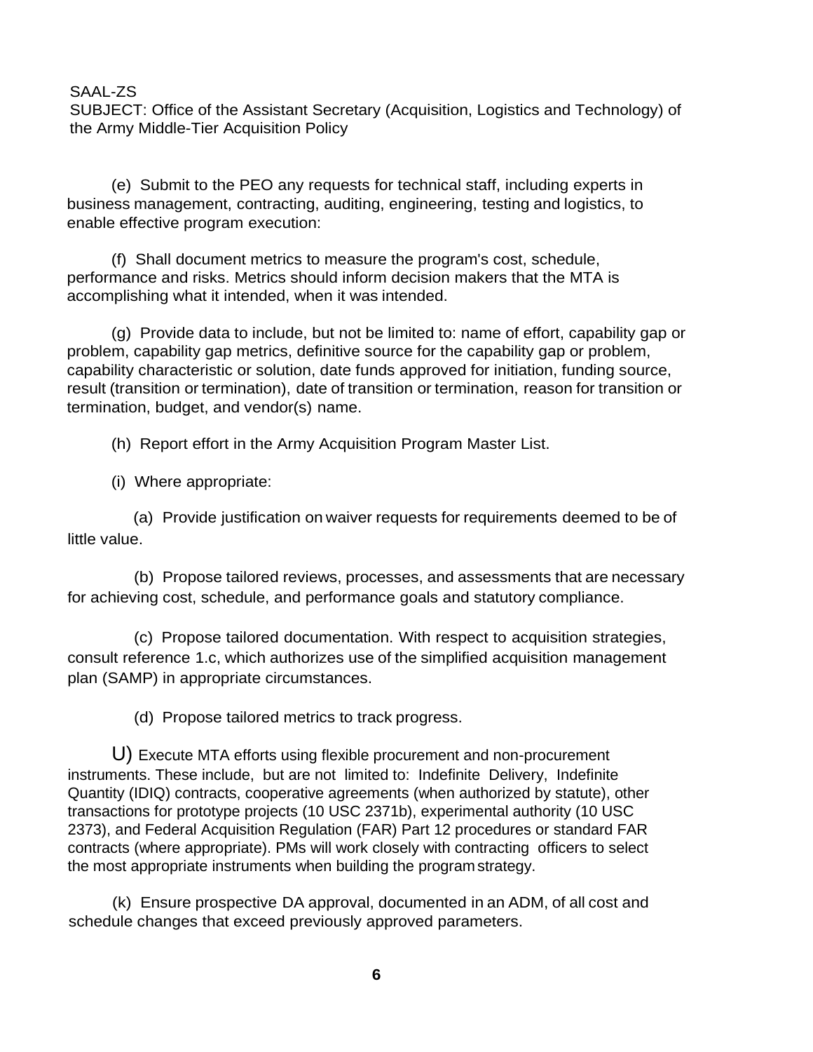SAAL-ZS
SUBJECT: Office of the Assistant Secretary (Acquisition, Logistics and Technology) of the Army Middle-Tier Acquisition Policy

(e) Submit to the PEO any requests for technical staff, including experts in business management, contracting, auditing, engineering, testing and logistics, to enable effective program execution:

(f) Shall document metrics to measure the program's cost, schedule, performance and risks. Metrics should inform decision makers that the MTA is accomplishing what it intended, when it was intended.

(g) Provide data to include, but not be limited to: name of effort, capability gap or problem, capability gap metrics, definitive source for the capability gap or problem, capability characteristic or solution, date funds approved for initiation, funding source, result (transition or termination), date of transition or termination, reason for transition or termination, budget, and vendor(s) name.

(h) Report effort in the Army Acquisition Program Master List.

(i) Where appropriate:

(a) Provide justification on waiver requests for requirements deemed to be of little value.

(b) Propose tailored reviews, processes, and assessments that are necessary for achieving cost, schedule, and performance goals and statutory compliance.

(c) Propose tailored documentation. With respect to acquisition strategies, consult reference 1.c, which authorizes use of the simplified acquisition management plan (SAMP) in appropriate circumstances.

(d) Propose tailored metrics to track progress.

U) Execute MTA efforts using flexible procurement and non-procurement instruments. These include, but are not limited to: Indefinite Delivery, Indefinite Quantity (IDIQ) contracts, cooperative agreements (when authorized by statute), other transactions for prototype projects (10 USC 2371b), experimental authority (10 USC 2373), and Federal Acquisition Regulation (FAR) Part 12 procedures or standard FAR contracts (where appropriate). PMs will work closely with contracting officers to select the most appropriate instruments when building the program strategy.

(k) Ensure prospective DA approval, documented in an ADM, of all cost and schedule changes that exceed previously approved parameters.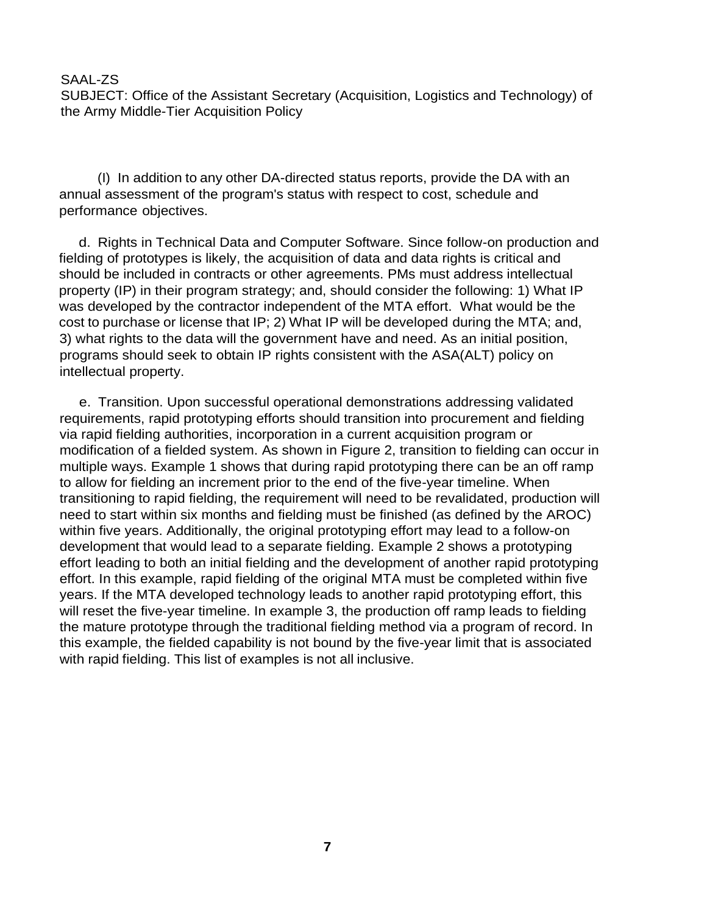(l) In addition to any other DA-directed status reports, provide the DA with an annual assessment of the program's status with respect to cost, schedule and performance objectives.

d. Rights in Technical Data and Computer Software. Since follow-on production and fielding of prototypes is likely, the acquisition of data and data rights is critical and should be included in contracts or other agreements. PMs must address intellectual property (IP) in their program strategy; and, should consider the following: 1) What IP was developed by the contractor independent of the MTA effort. What would be the cost to purchase or license that IP; 2) What IP will be developed during the MTA; and, 3) what rights to the data will the government have and need. As an initial position, programs should seek to obtain IP rights consistent with the ASA(ALT) policy on intellectual property.

e. Transition. Upon successful operational demonstrations addressing validated requirements, rapid prototyping efforts should transition into procurement and fielding via rapid fielding authorities, incorporation in a current acquisition program or modification of a fielded system. As shown in Figure 2, transition to fielding can occur in multiple ways. Example 1 shows that during rapid prototyping there can be an off ramp to allow for fielding an increment prior to the end of the five-year timeline. When transitioning to rapid fielding, the requirement will need to be revalidated, production will need to start within six months and fielding must be finished (as defined by the AROC) within five years. Additionally, the original prototyping effort may lead to a follow-on development that would lead to a separate fielding. Example 2 shows a prototyping effort leading to both an initial fielding and the development of another rapid prototyping effort. In this example, rapid fielding of the original MTA must be completed within five years. If the MTA developed technology leads to another rapid prototyping effort, this will reset the five-year timeline. In example 3, the production off ramp leads to fielding the mature prototype through the traditional fielding method via a program of record. In this example, the fielded capability is not bound by the five-year limit that is associated with rapid fielding. This list of examples is not all inclusive.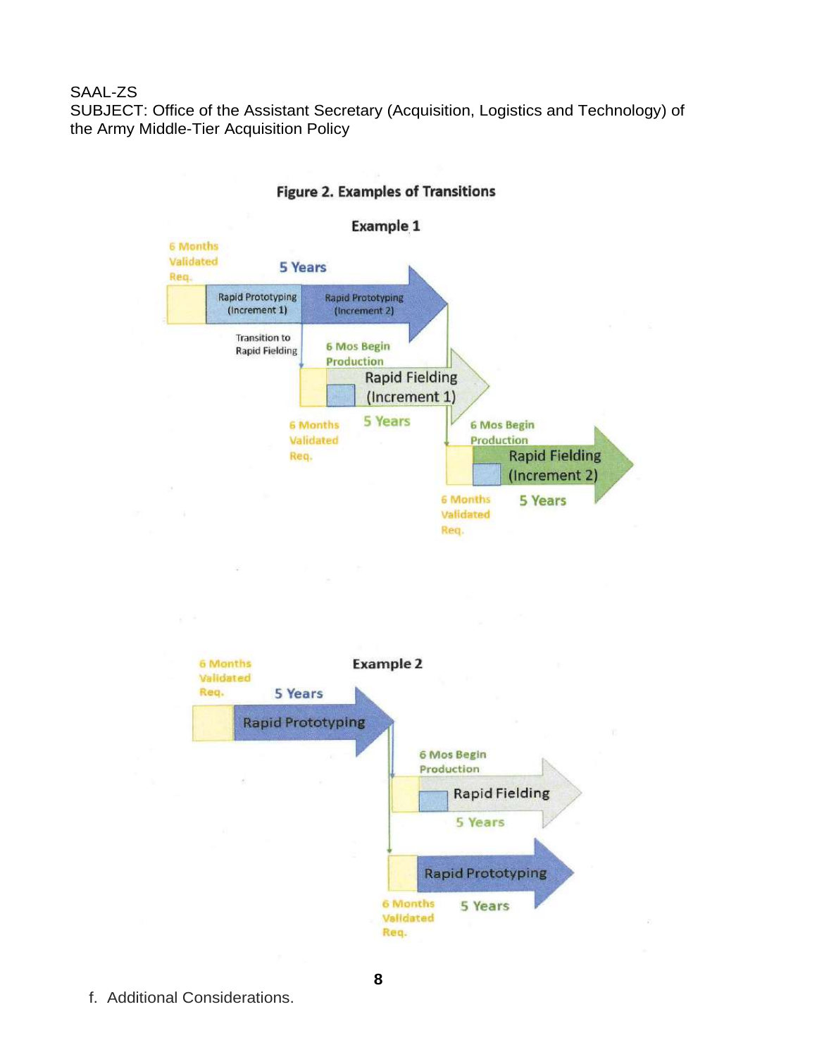SAAL-ZS
SUBJECT: Office of the Assistant Secretary (Acquisition, Logistics and Technology) of the Army Middle-Tier Acquisition Policy

**Figure 2. Examples of Transitions**

**Example 1**

6 Months Validated Req.

5 Years

Rapid Prototyping (Increment 1)

Rapid Prototyping (Increment 2)

Transition to Rapid Fielding

6 Mos Begin Production

Rapid Fielding (Increment 1)

6 Months Validated Req.

5 Years

6 Mos Begin Production

Rapid Fielding (Increment 2)

6 Months Validated Req.

5 Years

**Example 2**

6 Months Validated Req.

5 Years

Rapid Prototyping

6 Mos Begin Production

Rapid Fielding

5 Years

Rapid Prototyping

6 Months Validated Req.

5 Years

f. Additional Considerations.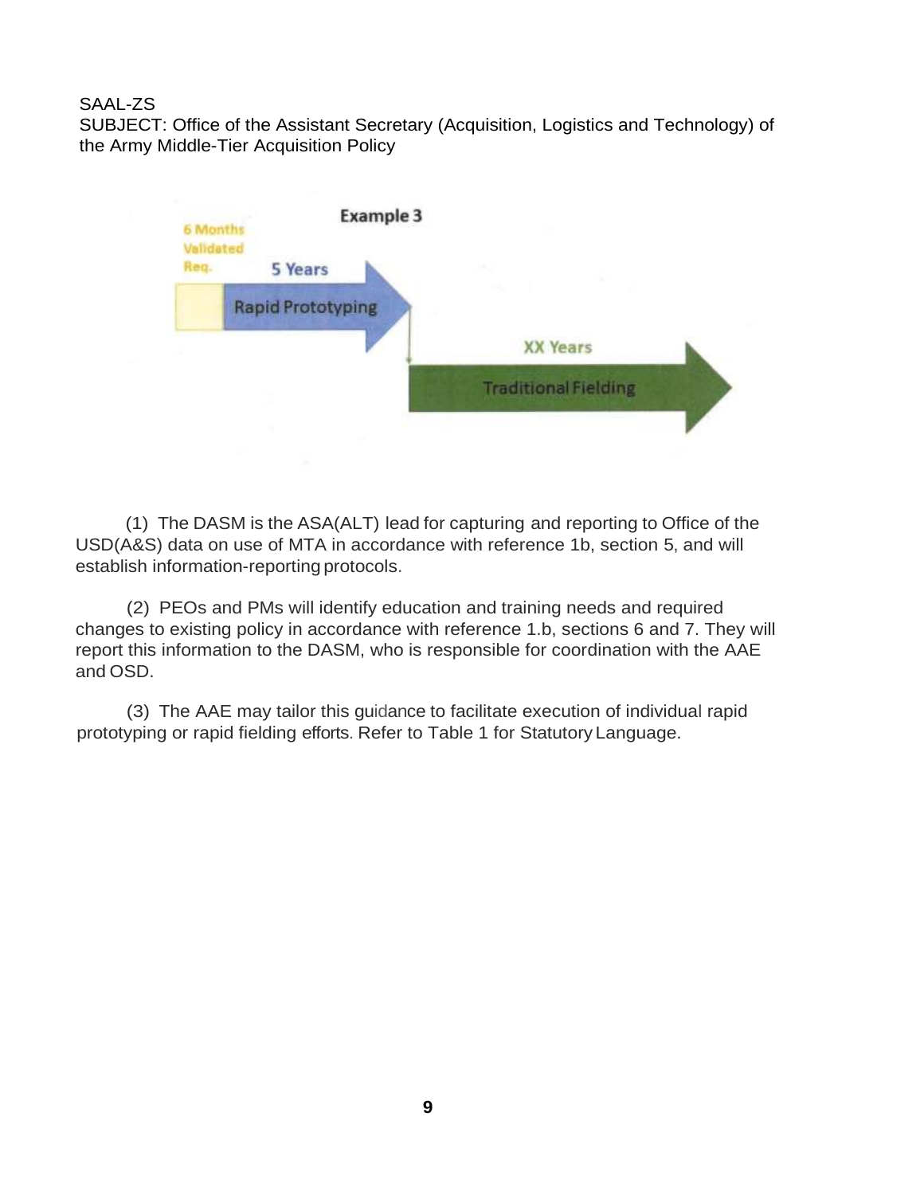SAAL-ZS
SUBJECT: Office of the Assistant Secretary (Acquisition, Logistics and Technology) of the Army Middle-Tier Acquisition Policy

**Example 3**

6 Months Validated Req.

5 Years

Rapid Prototyping

XX Years

Traditional Fielding

(1) The DASM is the ASA(ALT) lead for capturing and reporting to Office of the USD(A&S) data on use of MTA in accordance with reference 1b, section 5, and will establish information-reporting protocols.

(2) PEOs and PMs will identify education and training needs and required changes to existing policy in accordance with reference 1.b, sections 6 and 7. They will report this information to the DASM, who is responsible for coordination with the AAE and OSD.

(3) The AAE may tailor this guidance to facilitate execution of individual rapid prototyping or rapid fielding efforts. Refer to Table 1 for Statutory Language.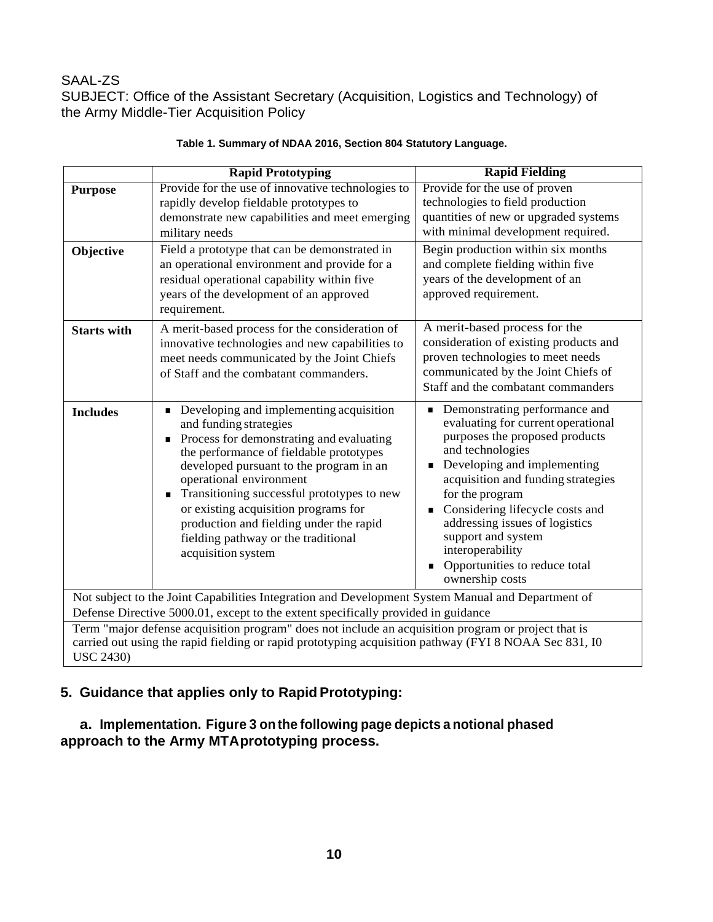SAAL-ZS
SUBJECT: Office of the Assistant Secretary (Acquisition, Logistics and Technology) of the Army Middle-Tier Acquisition Policy

**Table 1. Summary of NDAA 2016, Section 804 Statutory Language.**

| | **Rapid Prototyping** | **Rapid Fielding** |
|---|---|---|
| **Purpose** | Provide for the use of innovative technologies to rapidly develop fieldable prototypes to demonstrate new capabilities and meet emerging military needs | Provide for the use of proven technologies to field production quantities of new or upgraded systems with minimal development required. |
| **Objective** | Field a prototype that can be demonstrated in an operational environment and provide for a residual operational capability within five years of the development of an approved requirement. | Begin production within six months and complete fielding within five years of the development of an approved requirement. |
| **Starts with** | A merit-based process for the consideration of innovative technologies and new capabilities to meet needs communicated by the Joint Chiefs of Staff and the combatant commanders. | A merit-based process for the consideration of existing products and proven technologies to meet needs communicated by the Joint Chiefs of Staff and the combatant commanders |
| **Includes** | ▪ Developing and implementing acquisition and funding strategies<br>▪ Process for demonstrating and evaluating the performance of fieldable prototypes developed pursuant to the program in an operational environment<br>▪ Transitioning successful prototypes to new or existing acquisition programs for production and fielding under the rapid fielding pathway or the traditional acquisition system | ▪ Demonstrating performance and evaluating for current operational purposes the proposed products and technologies<br>▪ Developing and implementing acquisition and funding strategies for the program<br>▪ Considering lifecycle costs and addressing issues of logistics support and system interoperability<br>▪ Opportunities to reduce total ownership costs |
| Not subject to the Joint Capabilities Integration and Development System Manual and Department of Defense Directive 5000.01, except to the extent specifically provided in guidance | | |
| Term "major defense acquisition program" does not include an acquisition program or project that is carried out using the rapid fielding or rapid prototyping acquisition pathway (FYI 8 NOAA Sec 831, I0 USC 2430) | | |

## 5. Guidance that applies only to Rapid Prototyping:

**a. Implementation. Figure 3 on the following page depicts a notional phased approach to the Army MTA prototyping process.**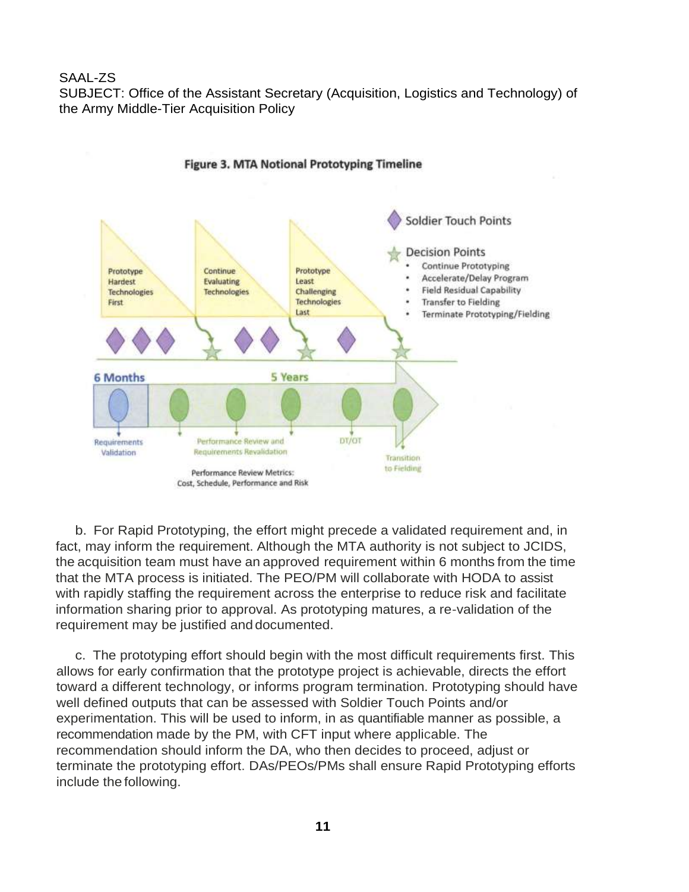**Figure 3. MTA Notional Prototyping Timeline**

b. For Rapid Prototyping, the effort might precede a validated requirement and, in fact, may inform the requirement. Although the MTA authority is not subject to JCIDS, the acquisition team must have an approved requirement within 6 months from the time that the MTA process is initiated. The PEO/PM will collaborate with HODA to assist with rapidly staffing the requirement across the enterprise to reduce risk and facilitate information sharing prior to approval. As prototyping matures, a re-validation of the requirement may be justified and documented.

c. The prototyping effort should begin with the most difficult requirements first. This allows for early confirmation that the prototype project is achievable, directs the effort toward a different technology, or informs program termination. Prototyping should have well defined outputs that can be assessed with Soldier Touch Points and/or experimentation. This will be used to inform, in as quantifiable manner as possible, a recommendation made by the PM, with CFT input where applicable. The recommendation should inform the DA, who then decides to proceed, adjust or terminate the prototyping effort. DAs/PEOs/PMs shall ensure Rapid Prototyping efforts include the following.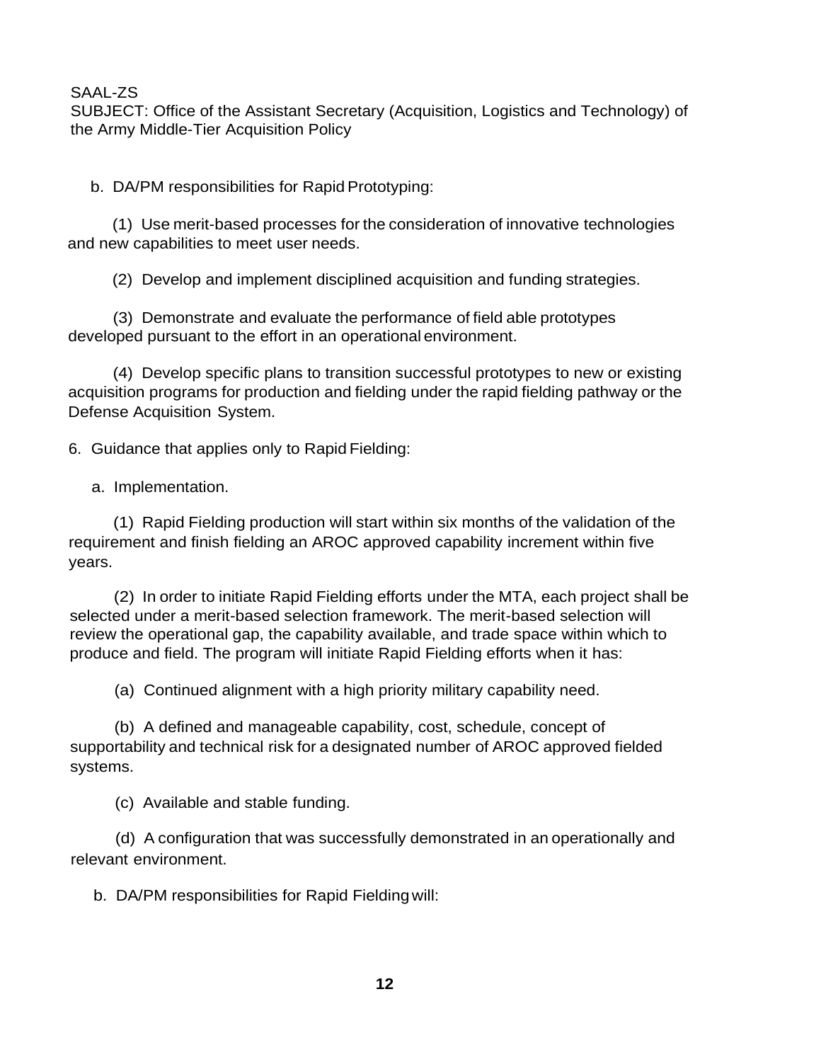SAAL-ZS
SUBJECT: Office of the Assistant Secretary (Acquisition, Logistics and Technology) of the Army Middle-Tier Acquisition Policy

b. DA/PM responsibilities for Rapid Prototyping:

(1) Use merit-based processes for the consideration of innovative technologies and new capabilities to meet user needs.

(2) Develop and implement disciplined acquisition and funding strategies.

(3) Demonstrate and evaluate the performance of field able prototypes developed pursuant to the effort in an operational environment.

(4) Develop specific plans to transition successful prototypes to new or existing acquisition programs for production and fielding under the rapid fielding pathway or the Defense Acquisition System.

6. Guidance that applies only to Rapid Fielding:

a. Implementation.

(1) Rapid Fielding production will start within six months of the validation of the requirement and finish fielding an AROC approved capability increment within five years.

(2) In order to initiate Rapid Fielding efforts under the MTA, each project shall be selected under a merit-based selection framework. The merit-based selection will review the operational gap, the capability available, and trade space within which to produce and field. The program will initiate Rapid Fielding efforts when it has:

(a) Continued alignment with a high priority military capability need.

(b) A defined and manageable capability, cost, schedule, concept of supportability and technical risk for a designated number of AROC approved fielded systems.

(c) Available and stable funding.

(d) A configuration that was successfully demonstrated in an operationally and relevant environment.

b. DA/PM responsibilities for Rapid Fielding will: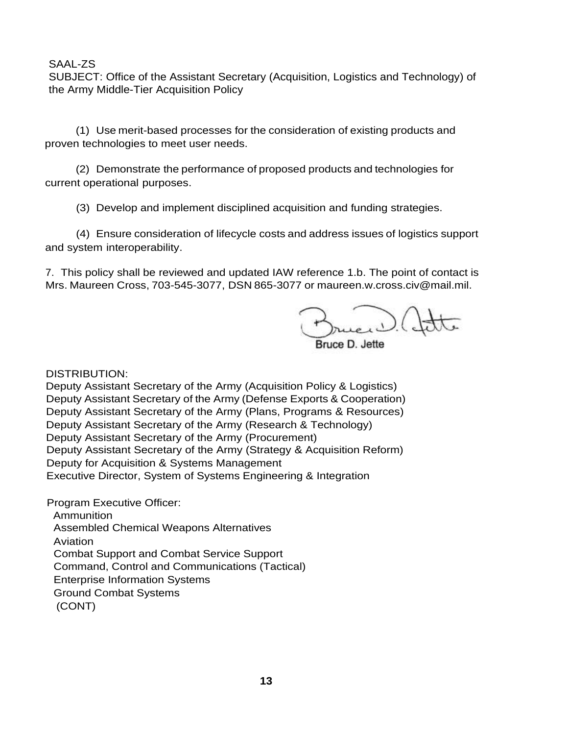SAAL-ZS
SUBJECT: Office of the Assistant Secretary (Acquisition, Logistics and Technology) of the Army Middle-Tier Acquisition Policy

(1) Use merit-based processes for the consideration of existing products and proven technologies to meet user needs.

(2) Demonstrate the performance of proposed products and technologies for current operational purposes.

(3) Develop and implement disciplined acquisition and funding strategies.

(4) Ensure consideration of lifecycle costs and address issues of logistics support and system interoperability.

7. This policy shall be reviewed and updated IAW reference 1.b. The point of contact is Mrs. Maureen Cross, 703-545-3077, DSN 865-3077 or maureen.w.cross.civ@mail.mil.

Bruce D. Jette

DISTRIBUTION:
Deputy Assistant Secretary of the Army (Acquisition Policy & Logistics)
Deputy Assistant Secretary of the Army (Defense Exports & Cooperation)
Deputy Assistant Secretary of the Army (Plans, Programs & Resources)
Deputy Assistant Secretary of the Army (Research & Technology)
Deputy Assistant Secretary of the Army (Procurement)
Deputy Assistant Secretary of the Army (Strategy & Acquisition Reform)
Deputy for Acquisition & Systems Management
Executive Director, System of Systems Engineering & Integration

Program Executive Officer:
Ammunition
Assembled Chemical Weapons Alternatives
Aviation
Combat Support and Combat Service Support
Command, Control and Communications (Tactical)
Enterprise Information Systems
Ground Combat Systems
(CONT)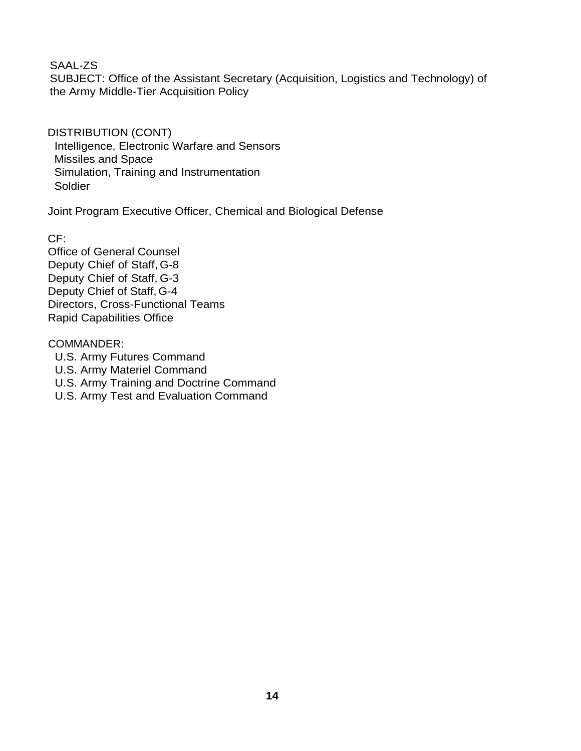SAAL-ZS
SUBJECT: Office of the Assistant Secretary (Acquisition, Logistics and Technology) of the Army Middle-Tier Acquisition Policy

DISTRIBUTION (CONT)
  Intelligence, Electronic Warfare and Sensors
  Missiles and Space
  Simulation, Training and Instrumentation
  Soldier

Joint Program Executive Officer, Chemical and Biological Defense

CF:
Office of General Counsel
Deputy Chief of Staff, G-8
Deputy Chief of Staff, G-3
Deputy Chief of Staff, G-4
Directors, Cross-Functional Teams
Rapid Capabilities Office

COMMANDER:
  U.S. Army Futures Command
  U.S. Army Materiel Command
  U.S. Army Training and Doctrine Command
  U.S. Army Test and Evaluation Command